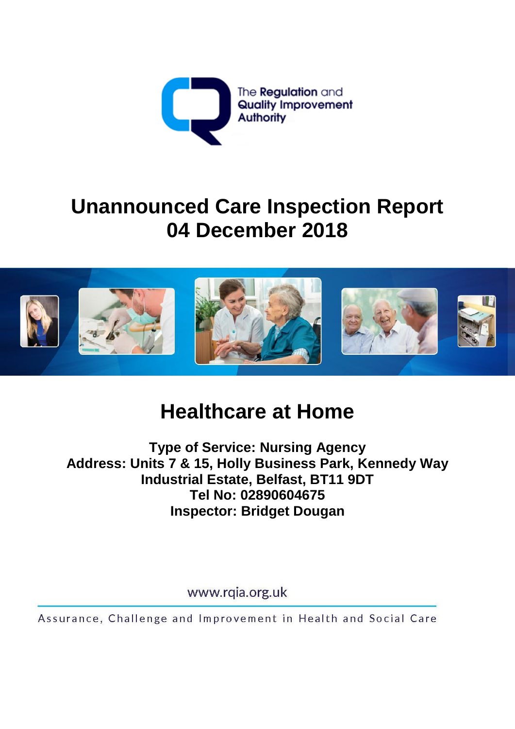The Regulation and Quality Improvement Authority

# Unannounced Care Inspection Report
# 04 December 2018

## Healthcare at Home

**Type of Service: Nursing Agency**
**Address: Units 7 & 15, Holly Business Park, Kennedy Way Industrial Estate, Belfast, BT11 9DT**
**Tel No: 02890604675**
**Inspector: Bridget Dougan**

www.rqia.org.uk

Assurance, Challenge and Improvement in Health and Social Care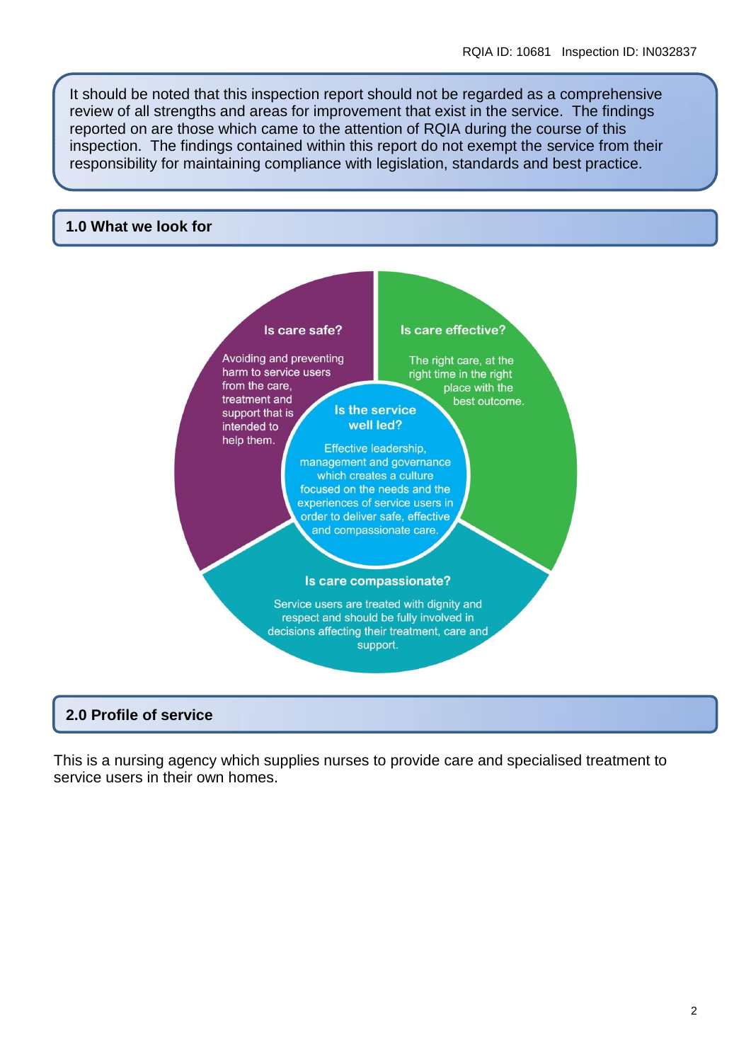It should be noted that this inspection report should not be regarded as a comprehensive review of all strengths and areas for improvement that exist in the service. The findings reported on are those which came to the attention of RQIA during the course of this inspection. The findings contained within this report do not exempt the service from their responsibility for maintaining compliance with legislation, standards and best practice.

## 1.0 What we look for

**Is care safe?**

Avoiding and preventing harm to service users from the care, treatment and support that is intended to help them.

**Is care effective?**

The right care, at the right time in the right place with the best outcome.

**Is the service well led?**

Effective leadership, management and governance which creates a culture focused on the needs and the experiences of service users in order to deliver safe, effective and compassionate care.

**Is care compassionate?**

Service users are treated with dignity and respect and should be fully involved in decisions affecting their treatment, care and support.

## 2.0 Profile of service

This is a nursing agency which supplies nurses to provide care and specialised treatment to service users in their own homes.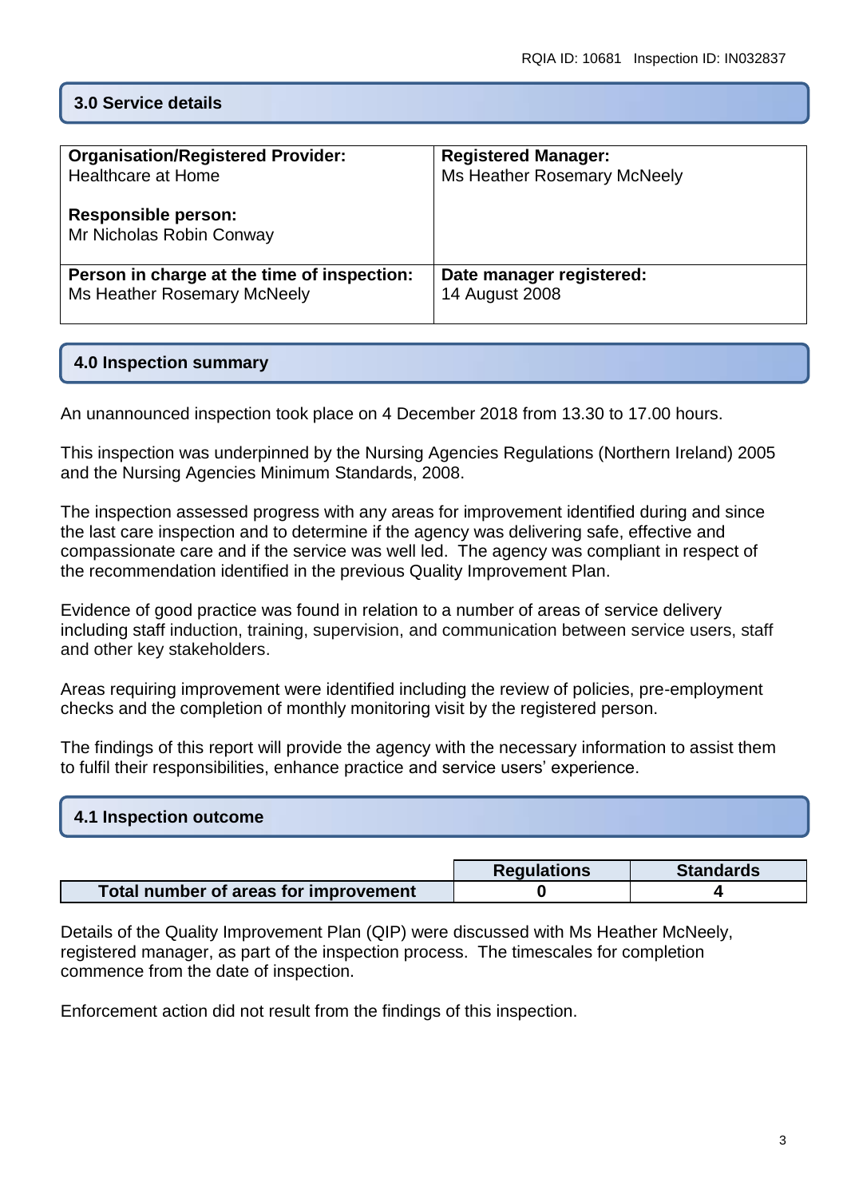## 3.0 Service details

| Organisation/Registered Provider: Healthcare at Home<br><br>**Responsible person:** Mr Nicholas Robin Conway | **Registered Manager:** Ms Heather Rosemary McNeely |
|---|---|
| **Person in charge at the time of inspection:** Ms Heather Rosemary McNeely | **Date manager registered:** 14 August 2008 |

## 4.0 Inspection summary

An unannounced inspection took place on 4 December 2018 from 13.30 to 17.00 hours.

This inspection was underpinned by the Nursing Agencies Regulations (Northern Ireland) 2005 and the Nursing Agencies Minimum Standards, 2008.

The inspection assessed progress with any areas for improvement identified during and since the last care inspection and to determine if the agency was delivering safe, effective and compassionate care and if the service was well led. The agency was compliant in respect of the recommendation identified in the previous Quality Improvement Plan.

Evidence of good practice was found in relation to a number of areas of service delivery including staff induction, training, supervision, and communication between service users, staff and other key stakeholders.

Areas requiring improvement were identified including the review of policies, pre-employment checks and the completion of monthly monitoring visit by the registered person.

The findings of this report will provide the agency with the necessary information to assist them to fulfil their responsibilities, enhance practice and service users' experience.

## 4.1 Inspection outcome

| | Regulations | Standards |
|---|---|---|
| **Total number of areas for improvement** | **0** | **4** |

Details of the Quality Improvement Plan (QIP) were discussed with Ms Heather McNeely, registered manager, as part of the inspection process. The timescales for completion commence from the date of inspection.

Enforcement action did not result from the findings of this inspection.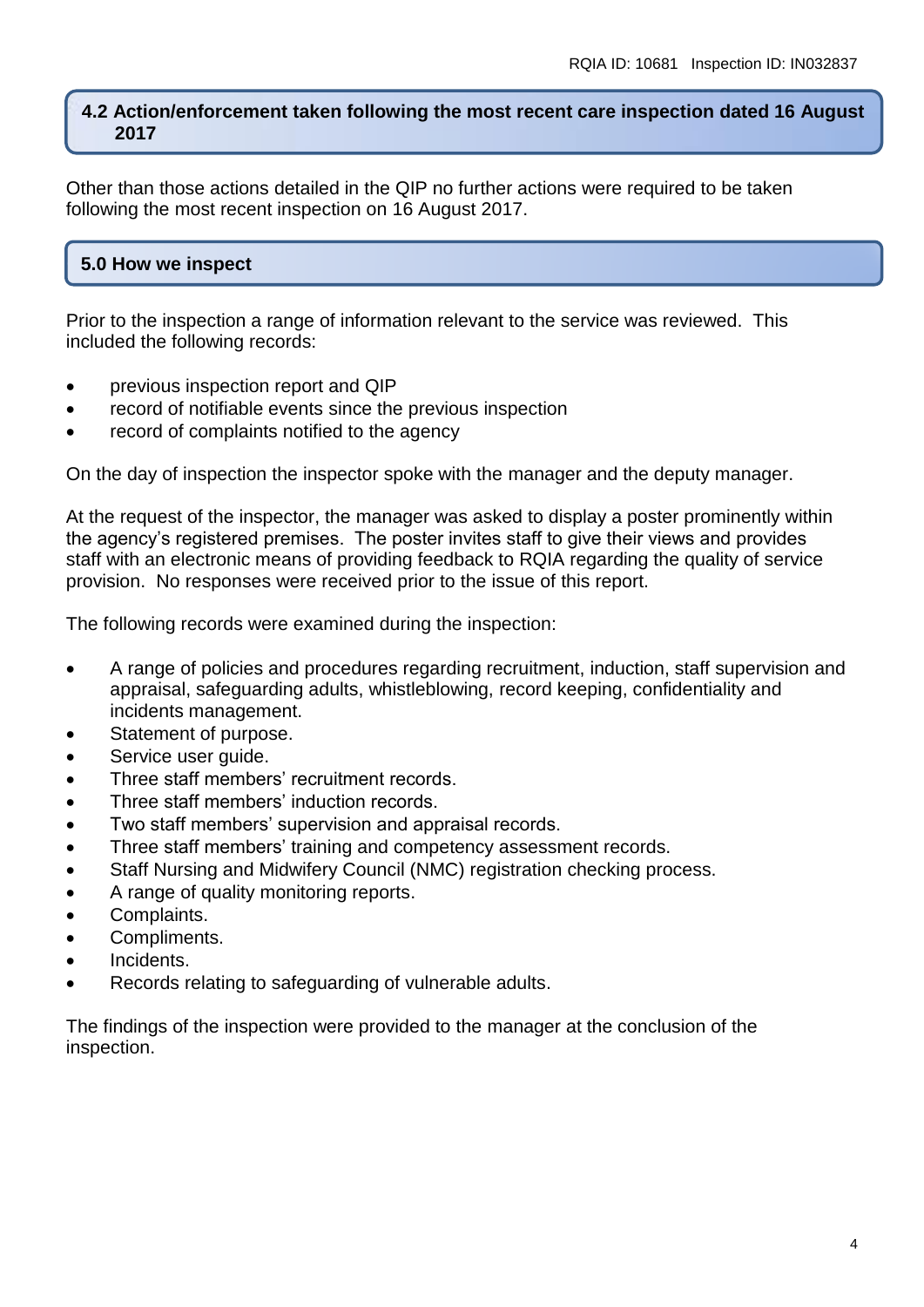## 4.2 Action/enforcement taken following the most recent care inspection dated 16 August 2017

Other than those actions detailed in the QIP no further actions were required to be taken following the most recent inspection on 16 August 2017.

## 5.0 How we inspect

Prior to the inspection a range of information relevant to the service was reviewed. This included the following records:

- previous inspection report and QIP
- record of notifiable events since the previous inspection
- record of complaints notified to the agency

On the day of inspection the inspector spoke with the manager and the deputy manager.

At the request of the inspector, the manager was asked to display a poster prominently within the agency's registered premises. The poster invites staff to give their views and provides staff with an electronic means of providing feedback to RQIA regarding the quality of service provision. No responses were received prior to the issue of this report.

The following records were examined during the inspection:

- A range of policies and procedures regarding recruitment, induction, staff supervision and appraisal, safeguarding adults, whistleblowing, record keeping, confidentiality and incidents management.
- Statement of purpose.
- Service user guide.
- Three staff members' recruitment records.
- Three staff members' induction records.
- Two staff members' supervision and appraisal records.
- Three staff members' training and competency assessment records.
- Staff Nursing and Midwifery Council (NMC) registration checking process.
- A range of quality monitoring reports.
- Complaints.
- Compliments.
- Incidents.
- Records relating to safeguarding of vulnerable adults.

The findings of the inspection were provided to the manager at the conclusion of the inspection.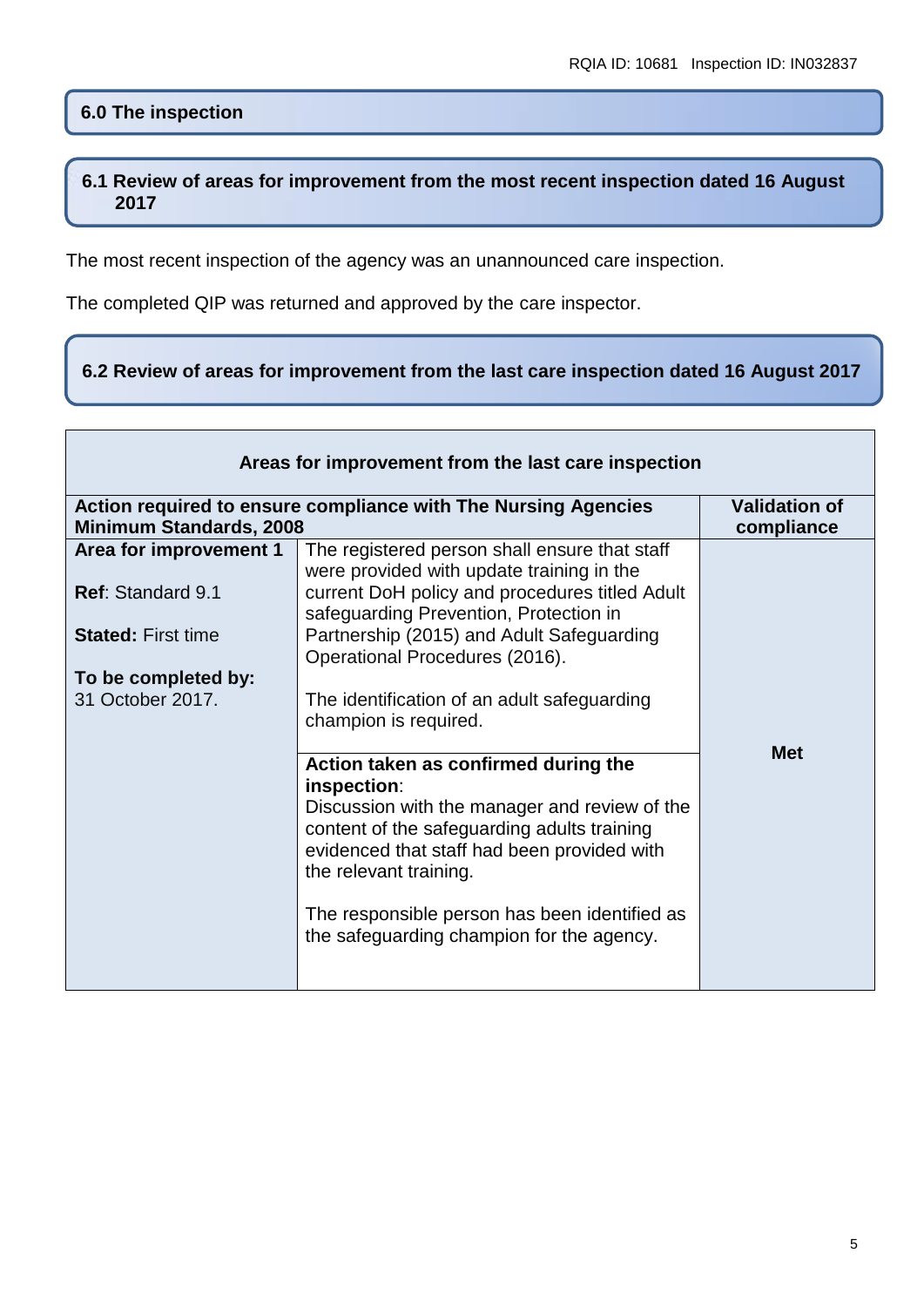## 6.0 The inspection

### 6.1 Review of areas for improvement from the most recent inspection dated 16 August 2017

The most recent inspection of the agency was an unannounced care inspection.

The completed QIP was returned and approved by the care inspector.

### 6.2 Review of areas for improvement from the last care inspection dated 16 August 2017

| Areas for improvement from the last care inspection | | |
|---|---|---|
| **Action required to ensure compliance with The Nursing Agencies Minimum Standards, 2008** | | **Validation of compliance** |
| **Area for improvement 1**<br><br>**Ref**: Standard 9.1<br><br>**Stated:** First time<br><br>**To be completed by:** 31 October 2017. | The registered person shall ensure that staff were provided with update training in the current DoH policy and procedures titled Adult safeguarding Prevention, Protection in Partnership (2015) and Adult Safeguarding Operational Procedures (2016).<br><br>The identification of an adult safeguarding champion is required. | **Met** |
| | **Action taken as confirmed during the inspection**:<br>Discussion with the manager and review of the content of the safeguarding adults training evidenced that staff had been provided with the relevant training.<br><br>The responsible person has been identified as the safeguarding champion for the agency. | |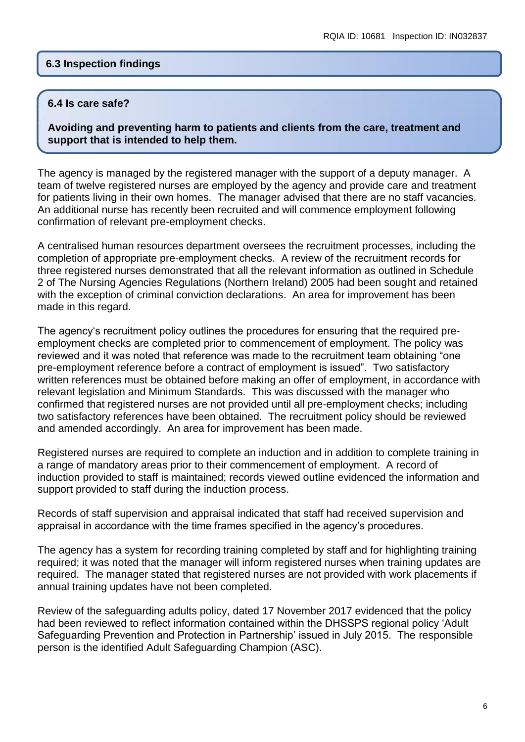## 6.3 Inspection findings

## 6.4 Is care safe?

**Avoiding and preventing harm to patients and clients from the care, treatment and support that is intended to help them.**

The agency is managed by the registered manager with the support of a deputy manager. A team of twelve registered nurses are employed by the agency and provide care and treatment for patients living in their own homes. The manager advised that there are no staff vacancies. An additional nurse has recently been recruited and will commence employment following confirmation of relevant pre-employment checks.

A centralised human resources department oversees the recruitment processes, including the completion of appropriate pre-employment checks. A review of the recruitment records for three registered nurses demonstrated that all the relevant information as outlined in Schedule 2 of The Nursing Agencies Regulations (Northern Ireland) 2005 had been sought and retained with the exception of criminal conviction declarations. An area for improvement has been made in this regard.

The agency's recruitment policy outlines the procedures for ensuring that the required pre-employment checks are completed prior to commencement of employment. The policy was reviewed and it was noted that reference was made to the recruitment team obtaining "one pre-employment reference before a contract of employment is issued". Two satisfactory written references must be obtained before making an offer of employment, in accordance with relevant legislation and Minimum Standards. This was discussed with the manager who confirmed that registered nurses are not provided until all pre-employment checks; including two satisfactory references have been obtained. The recruitment policy should be reviewed and amended accordingly. An area for improvement has been made.

Registered nurses are required to complete an induction and in addition to complete training in a range of mandatory areas prior to their commencement of employment. A record of induction provided to staff is maintained; records viewed outline evidenced the information and support provided to staff during the induction process.

Records of staff supervision and appraisal indicated that staff had received supervision and appraisal in accordance with the time frames specified in the agency's procedures.

The agency has a system for recording training completed by staff and for highlighting training required; it was noted that the manager will inform registered nurses when training updates are required. The manager stated that registered nurses are not provided with work placements if annual training updates have not been completed.

Review of the safeguarding adults policy, dated 17 November 2017 evidenced that the policy had been reviewed to reflect information contained within the DHSSPS regional policy 'Adult Safeguarding Prevention and Protection in Partnership' issued in July 2015. The responsible person is the identified Adult Safeguarding Champion (ASC).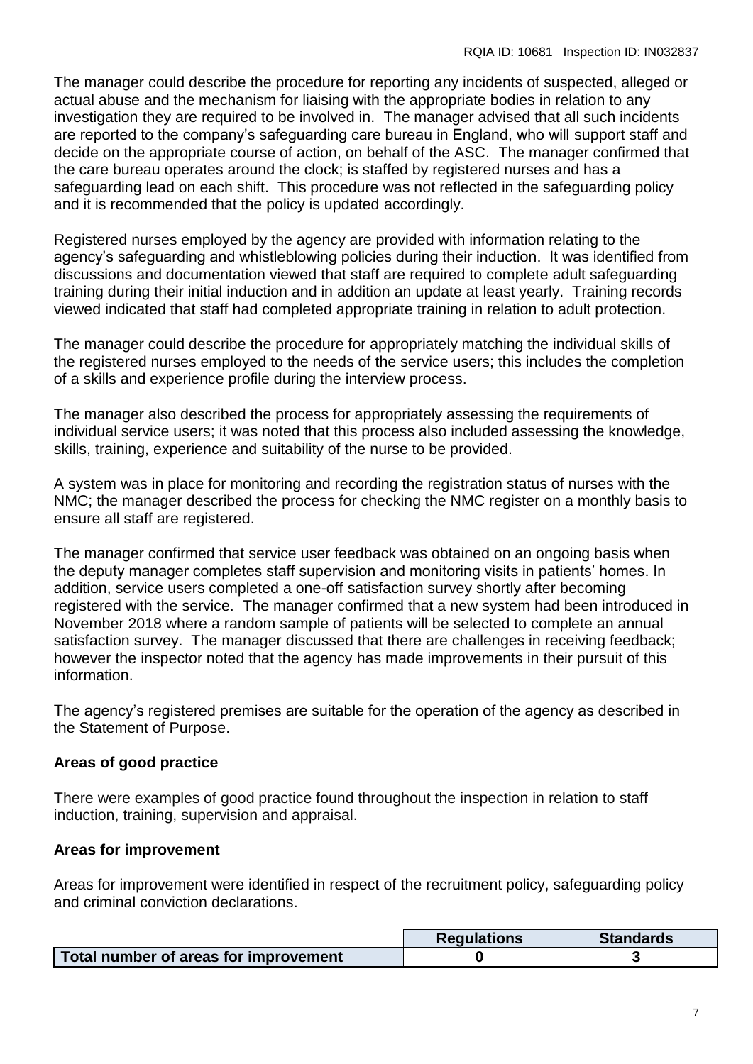The manager could describe the procedure for reporting any incidents of suspected, alleged or actual abuse and the mechanism for liaising with the appropriate bodies in relation to any investigation they are required to be involved in. The manager advised that all such incidents are reported to the company's safeguarding care bureau in England, who will support staff and decide on the appropriate course of action, on behalf of the ASC. The manager confirmed that the care bureau operates around the clock; is staffed by registered nurses and has a safeguarding lead on each shift. This procedure was not reflected in the safeguarding policy and it is recommended that the policy is updated accordingly.

Registered nurses employed by the agency are provided with information relating to the agency's safeguarding and whistleblowing policies during their induction. It was identified from discussions and documentation viewed that staff are required to complete adult safeguarding training during their initial induction and in addition an update at least yearly. Training records viewed indicated that staff had completed appropriate training in relation to adult protection.

The manager could describe the procedure for appropriately matching the individual skills of the registered nurses employed to the needs of the service users; this includes the completion of a skills and experience profile during the interview process.

The manager also described the process for appropriately assessing the requirements of individual service users; it was noted that this process also included assessing the knowledge, skills, training, experience and suitability of the nurse to be provided.

A system was in place for monitoring and recording the registration status of nurses with the NMC; the manager described the process for checking the NMC register on a monthly basis to ensure all staff are registered.

The manager confirmed that service user feedback was obtained on an ongoing basis when the deputy manager completes staff supervision and monitoring visits in patients' homes. In addition, service users completed a one-off satisfaction survey shortly after becoming registered with the service. The manager confirmed that a new system had been introduced in November 2018 where a random sample of patients will be selected to complete an annual satisfaction survey. The manager discussed that there are challenges in receiving feedback; however the inspector noted that the agency has made improvements in their pursuit of this information.

The agency's registered premises are suitable for the operation of the agency as described in the Statement of Purpose.

**Areas of good practice**

There were examples of good practice found throughout the inspection in relation to staff induction, training, supervision and appraisal.

**Areas for improvement**

Areas for improvement were identified in respect of the recruitment policy, safeguarding policy and criminal conviction declarations.

| | Regulations | Standards |
|---|---|---|
| **Total number of areas for improvement** | 0 | 3 |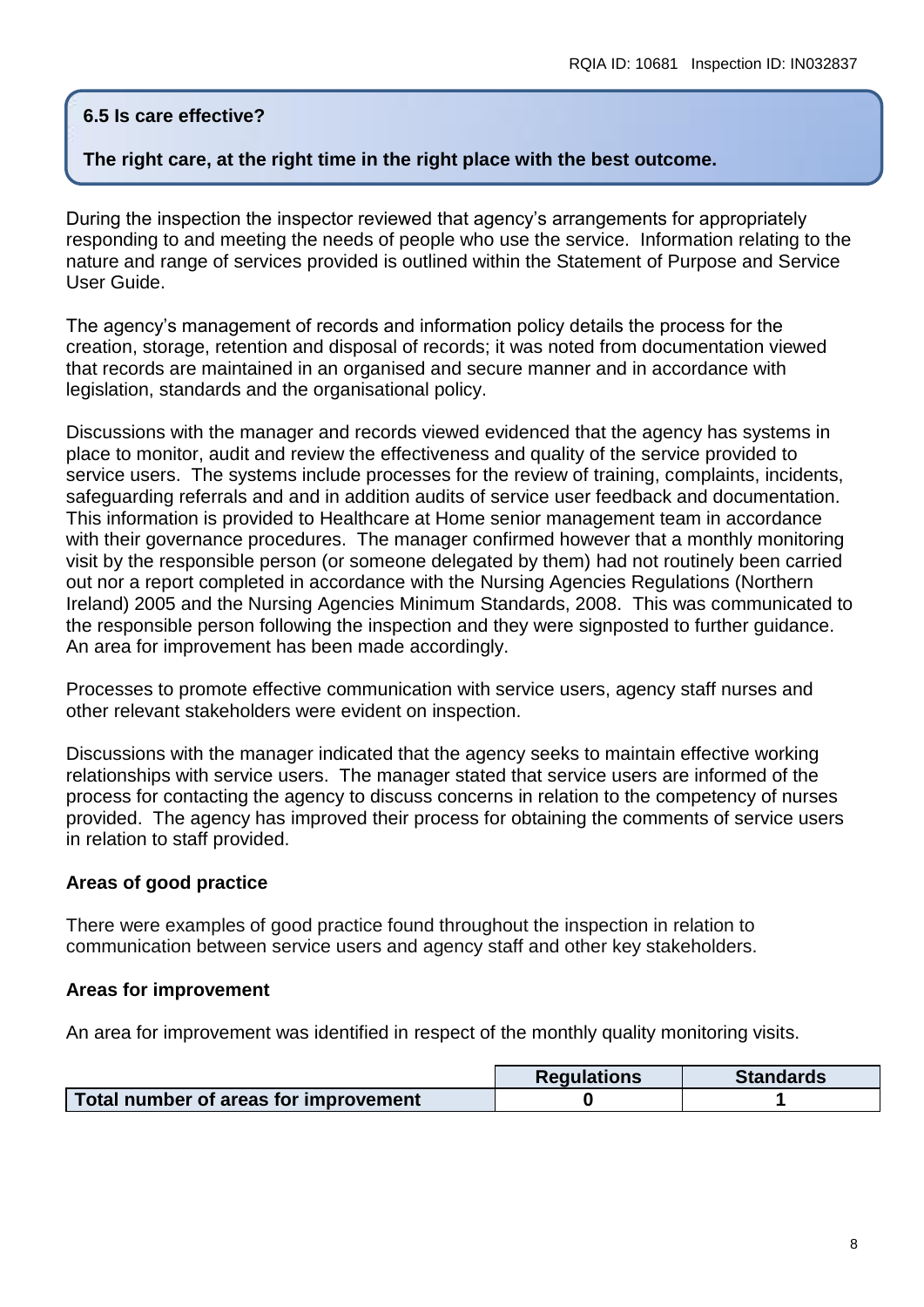## 6.5 Is care effective?

**The right care, at the right time in the right place with the best outcome.**

During the inspection the inspector reviewed that agency's arrangements for appropriately responding to and meeting the needs of people who use the service. Information relating to the nature and range of services provided is outlined within the Statement of Purpose and Service User Guide.

The agency's management of records and information policy details the process for the creation, storage, retention and disposal of records; it was noted from documentation viewed that records are maintained in an organised and secure manner and in accordance with legislation, standards and the organisational policy.

Discussions with the manager and records viewed evidenced that the agency has systems in place to monitor, audit and review the effectiveness and quality of the service provided to service users. The systems include processes for the review of training, complaints, incidents, safeguarding referrals and and in addition audits of service user feedback and documentation. This information is provided to Healthcare at Home senior management team in accordance with their governance procedures. The manager confirmed however that a monthly monitoring visit by the responsible person (or someone delegated by them) had not routinely been carried out nor a report completed in accordance with the Nursing Agencies Regulations (Northern Ireland) 2005 and the Nursing Agencies Minimum Standards, 2008. This was communicated to the responsible person following the inspection and they were signposted to further guidance. An area for improvement has been made accordingly.

Processes to promote effective communication with service users, agency staff nurses and other relevant stakeholders were evident on inspection.

Discussions with the manager indicated that the agency seeks to maintain effective working relationships with service users. The manager stated that service users are informed of the process for contacting the agency to discuss concerns in relation to the competency of nurses provided. The agency has improved their process for obtaining the comments of service users in relation to staff provided.

### Areas of good practice

There were examples of good practice found throughout the inspection in relation to communication between service users and agency staff and other key stakeholders.

### Areas for improvement

An area for improvement was identified in respect of the monthly quality monitoring visits.

| | Regulations | Standards |
|---|---|---|
| **Total number of areas for improvement** | 0 | 1 |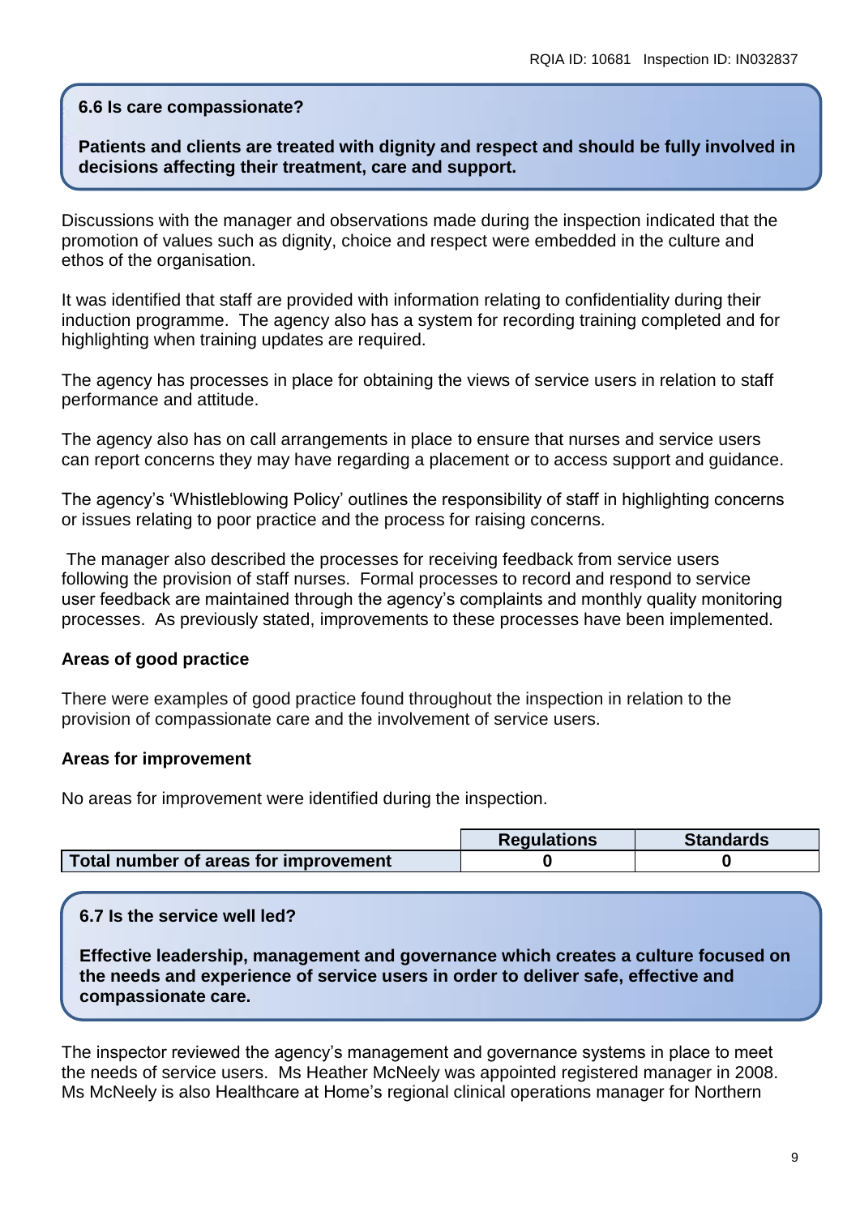### 6.6 Is care compassionate?

**Patients and clients are treated with dignity and respect and should be fully involved in decisions affecting their treatment, care and support.**

Discussions with the manager and observations made during the inspection indicated that the promotion of values such as dignity, choice and respect were embedded in the culture and ethos of the organisation.

It was identified that staff are provided with information relating to confidentiality during their induction programme. The agency also has a system for recording training completed and for highlighting when training updates are required.

The agency has processes in place for obtaining the views of service users in relation to staff performance and attitude.

The agency also has on call arrangements in place to ensure that nurses and service users can report concerns they may have regarding a placement or to access support and guidance.

The agency's 'Whistleblowing Policy' outlines the responsibility of staff in highlighting concerns or issues relating to poor practice and the process for raising concerns.

The manager also described the processes for receiving feedback from service users following the provision of staff nurses. Formal processes to record and respond to service user feedback are maintained through the agency's complaints and monthly quality monitoring processes. As previously stated, improvements to these processes have been implemented.

**Areas of good practice**

There were examples of good practice found throughout the inspection in relation to the provision of compassionate care and the involvement of service users.

**Areas for improvement**

No areas for improvement were identified during the inspection.

| | Regulations | Standards |
|---|---|---|
| **Total number of areas for improvement** | **0** | **0** |

### 6.7 Is the service well led?

**Effective leadership, management and governance which creates a culture focused on the needs and experience of service users in order to deliver safe, effective and compassionate care.**

The inspector reviewed the agency's management and governance systems in place to meet the needs of service users. Ms Heather McNeely was appointed registered manager in 2008. Ms McNeely is also Healthcare at Home's regional clinical operations manager for Northern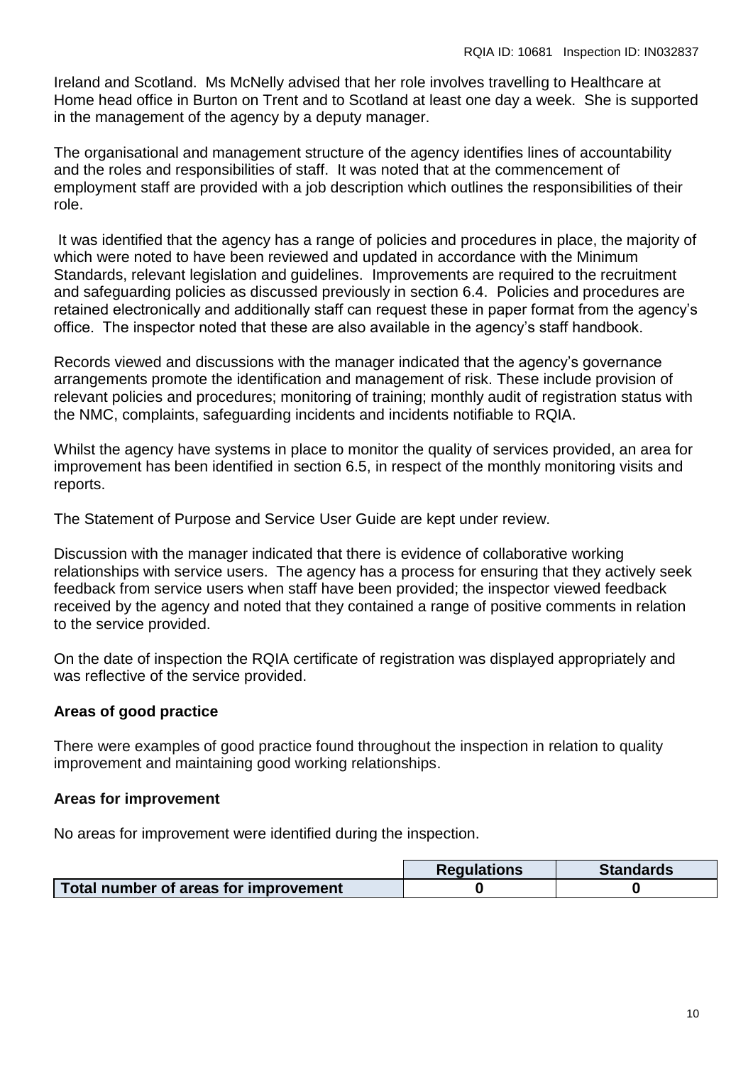Ireland and Scotland. Ms McNelly advised that her role involves travelling to Healthcare at Home head office in Burton on Trent and to Scotland at least one day a week. She is supported in the management of the agency by a deputy manager.

The organisational and management structure of the agency identifies lines of accountability and the roles and responsibilities of staff. It was noted that at the commencement of employment staff are provided with a job description which outlines the responsibilities of their role.

It was identified that the agency has a range of policies and procedures in place, the majority of which were noted to have been reviewed and updated in accordance with the Minimum Standards, relevant legislation and guidelines. Improvements are required to the recruitment and safeguarding policies as discussed previously in section 6.4. Policies and procedures are retained electronically and additionally staff can request these in paper format from the agency's office. The inspector noted that these are also available in the agency's staff handbook.

Records viewed and discussions with the manager indicated that the agency's governance arrangements promote the identification and management of risk. These include provision of relevant policies and procedures; monitoring of training; monthly audit of registration status with the NMC, complaints, safeguarding incidents and incidents notifiable to RQIA.

Whilst the agency have systems in place to monitor the quality of services provided, an area for improvement has been identified in section 6.5, in respect of the monthly monitoring visits and reports.

The Statement of Purpose and Service User Guide are kept under review.

Discussion with the manager indicated that there is evidence of collaborative working relationships with service users. The agency has a process for ensuring that they actively seek feedback from service users when staff have been provided; the inspector viewed feedback received by the agency and noted that they contained a range of positive comments in relation to the service provided.

On the date of inspection the RQIA certificate of registration was displayed appropriately and was reflective of the service provided.

**Areas of good practice**

There were examples of good practice found throughout the inspection in relation to quality improvement and maintaining good working relationships.

**Areas for improvement**

No areas for improvement were identified during the inspection.

| | Regulations | Standards |
|---|---|---|
| **Total number of areas for improvement** | **0** | **0** |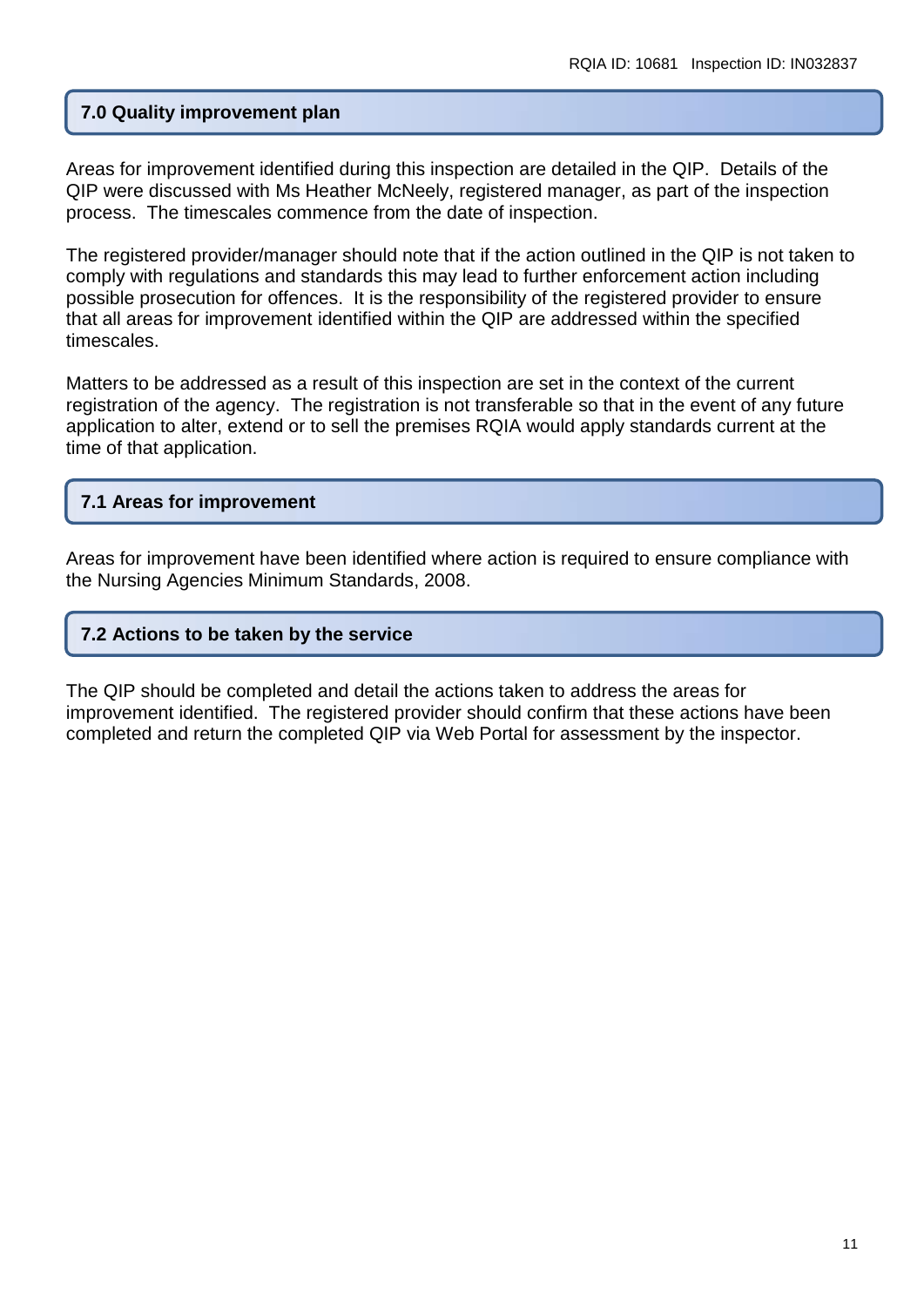## 7.0 Quality improvement plan

Areas for improvement identified during this inspection are detailed in the QIP. Details of the QIP were discussed with Ms Heather McNeely, registered manager, as part of the inspection process. The timescales commence from the date of inspection.

The registered provider/manager should note that if the action outlined in the QIP is not taken to comply with regulations and standards this may lead to further enforcement action including possible prosecution for offences. It is the responsibility of the registered provider to ensure that all areas for improvement identified within the QIP are addressed within the specified timescales.

Matters to be addressed as a result of this inspection are set in the context of the current registration of the agency. The registration is not transferable so that in the event of any future application to alter, extend or to sell the premises RQIA would apply standards current at the time of that application.

## 7.1 Areas for improvement

Areas for improvement have been identified where action is required to ensure compliance with the Nursing Agencies Minimum Standards, 2008.

## 7.2 Actions to be taken by the service

The QIP should be completed and detail the actions taken to address the areas for improvement identified. The registered provider should confirm that these actions have been completed and return the completed QIP via Web Portal for assessment by the inspector.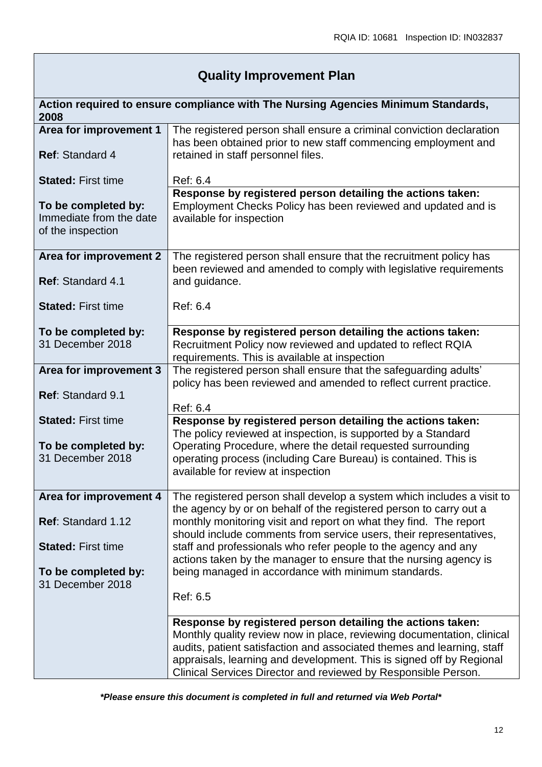## Quality Improvement Plan

**Action required to ensure compliance with The Nursing Agencies Minimum Standards, 2008**

| | |
|---|---|
| **Area for improvement 1**<br><br>**Ref**: Standard 4<br><br>**Stated:** First time<br><br>**To be completed by:** Immediate from the date of the inspection | The registered person shall ensure a criminal conviction declaration has been obtained prior to new staff commencing employment and retained in staff personnel files.<br><br>Ref: 6.4 |
| | **Response by registered person detailing the actions taken:**<br>Employment Checks Policy has been reviewed and updated and is available for inspection |
| **Area for improvement 2**<br><br>**Ref**: Standard 4.1<br><br>**Stated:** First time<br><br>**To be completed by:** 31 December 2018 | The registered person shall ensure that the recruitment policy has been reviewed and amended to comply with legislative requirements and guidance.<br><br>Ref: 6.4 |
| | **Response by registered person detailing the actions taken:**<br>Recruitment Policy now reviewed and updated to reflect RQIA requirements. This is available at inspection |
| **Area for improvement 3**<br><br>**Ref**: Standard 9.1<br><br>**Stated:** First time<br><br>**To be completed by:** 31 December 2018 | The registered person shall ensure that the safeguarding adults' policy has been reviewed and amended to reflect current practice.<br><br>Ref: 6.4 |
| | **Response by registered person detailing the actions taken:**<br>The policy reviewed at inspection, is supported by a Standard Operating Procedure, where the detail requested surrounding operating process (including Care Bureau) is contained. This is available for review at inspection |
| **Area for improvement 4**<br><br>**Ref**: Standard 1.12<br><br>**Stated:** First time<br><br>**To be completed by:** 31 December 2018 | The registered person shall develop a system which includes a visit to the agency by or on behalf of the registered person to carry out a monthly monitoring visit and report on what they find. The report should include comments from service users, their representatives, staff and professionals who refer people to the agency and any actions taken by the manager to ensure that the nursing agency is being managed in accordance with minimum standards.<br><br>Ref: 6.5 |
| | **Response by registered person detailing the actions taken:**<br>Monthly quality review now in place, reviewing documentation, clinical audits, patient satisfaction and associated themes and learning, staff appraisals, learning and development. This is signed off by Regional Clinical Services Director and reviewed by Responsible Person. |

***Please ensure this document is completed in full and returned via Web Portal***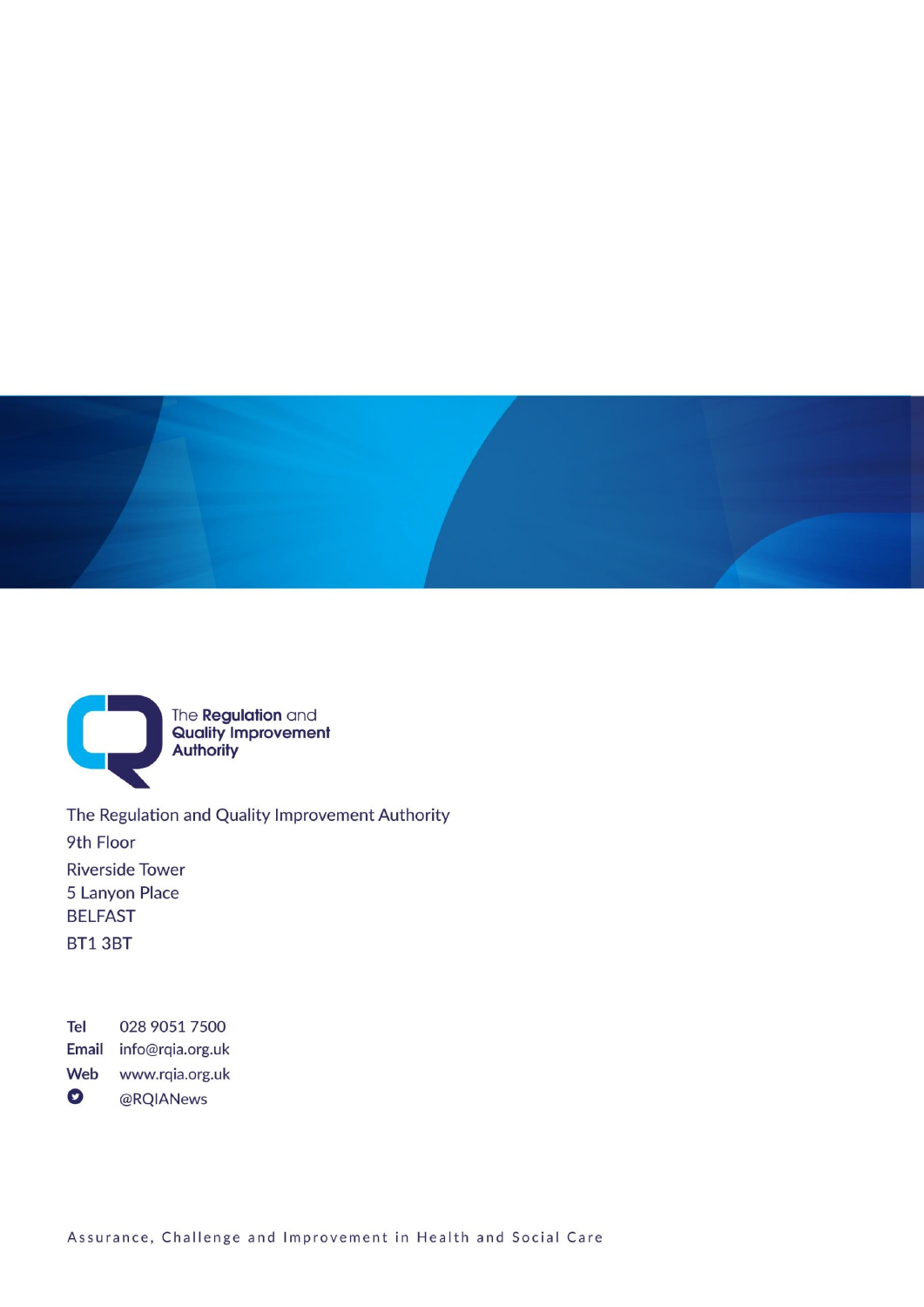The Regulation and Quality Improvement Authority

The Regulation and Quality Improvement Authority
9th Floor
Riverside Tower
5 Lanyon Place
BELFAST
BT1 3BT

**Tel** 028 9051 7500
**Email** info@rqia.org.uk
**Web** www.rqia.org.uk
@RQIANews

Assurance, Challenge and Improvement in Health and Social Care